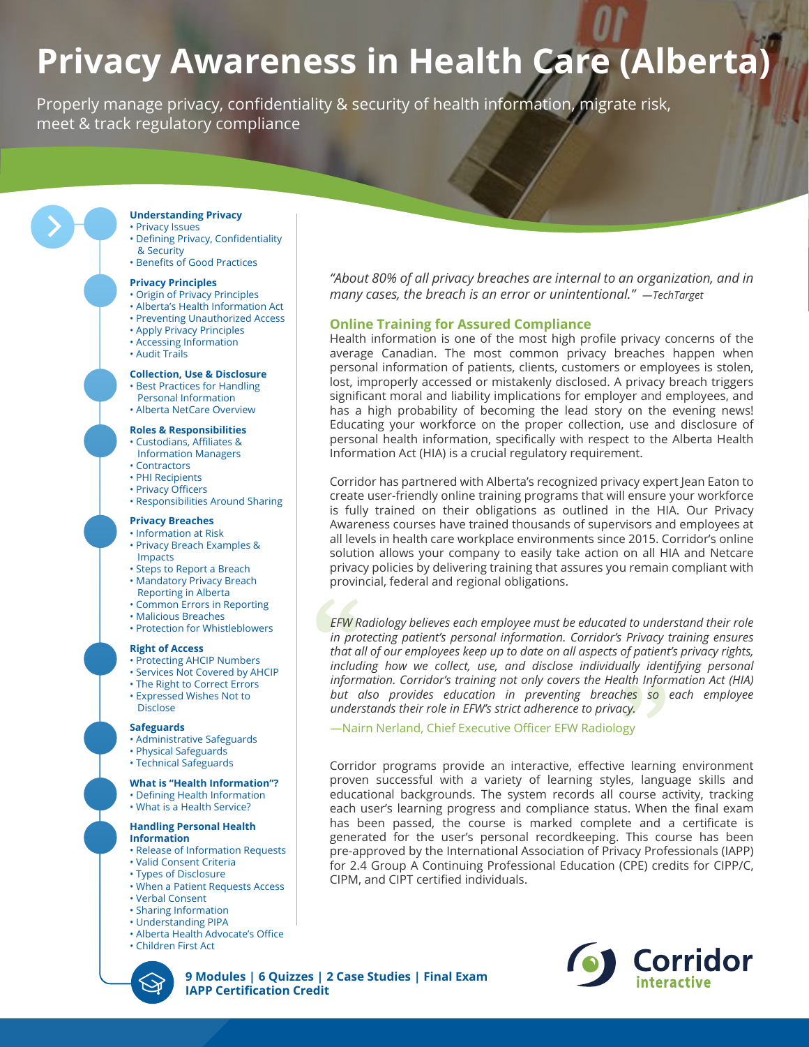# Privacy Awareness in Health Care (Alberta)

Properly manage privacy, confidentiality & security of health information, migrate risk, meet & track regulatory compliance

**Understanding Privacy**
- Privacy Issues
- Defining Privacy, Confidentiality & Security
- Benefits of Good Practices

**Privacy Principles**
- Origin of Privacy Principles
- Alberta's Health Information Act
- Preventing Unauthorized Access
- Apply Privacy Principles
- Accessing Information
- Audit Trails

**Collection, Use & Disclosure**
- Best Practices for Handling Personal Information
- Alberta NetCare Overview

**Roles & Responsibilities**
- Custodians, Affiliates & Information Managers
- Contractors
- PHI Recipients
- Privacy Officers
- Responsibilities Around Sharing

**Privacy Breaches**
- Information at Risk
- Privacy Breach Examples & Impacts
- Steps to Report a Breach
- Mandatory Privacy Breach Reporting in Alberta
- Common Errors in Reporting
- Malicious Breaches
- Protection for Whistleblowers

**Right of Access**
- Protecting AHCIP Numbers
- Services Not Covered by AHCIP
- The Right to Correct Errors
- Expressed Wishes Not to Disclose

**Safeguards**
- Administrative Safeguards
- Physical Safeguards
- Technical Safeguards

**What is "Health Information"?**
- Defining Health Information
- What is a Health Service?

**Handling Personal Health Information**
- Release of Information Requests
- Valid Consent Criteria
- Types of Disclosure
- When a Patient Requests Access
- Verbal Consent
- Sharing Information
- Understanding PIPA
- Alberta Health Advocate's Office
- Children First Act

**9 Modules | 6 Quizzes | 2 Case Studies | Final Exam**
**IAPP Certification Credit**

*"About 80% of all privacy breaches are internal to an organization, and in many cases, the breach is an error or unintentional."* —*TechTarget*

## Online Training for Assured Compliance

Health information is one of the most high profile privacy concerns of the average Canadian. The most common privacy breaches happen when personal information of patients, clients, customers or employees is stolen, lost, improperly accessed or mistakenly disclosed. A privacy breach triggers significant moral and liability implications for employer and employees, and has a high probability of becoming the lead story on the evening news! Educating your workforce on the proper collection, use and disclosure of personal health information, specifically with respect to the Alberta Health Information Act (HIA) is a crucial regulatory requirement.

Corridor has partnered with Alberta's recognized privacy expert Jean Eaton to create user-friendly online training programs that will ensure your workforce is fully trained on their obligations as outlined in the HIA. Our Privacy Awareness courses have trained thousands of supervisors and employees at all levels in health care workplace environments since 2015. Corridor's online solution allows your company to easily take action on all HIA and Netcare privacy policies by delivering training that assures you remain compliant with provincial, federal and regional obligations.

*EFW Radiology believes each employee must be educated to understand their role in protecting patient's personal information. Corridor's Privacy training ensures that all of our employees keep up to date on all aspects of patient's privacy rights, including how we collect, use, and disclose individually identifying personal information. Corridor's training not only covers the Health Information Act (HIA) but also provides education in preventing breaches so each employee understands their role in EFW's strict adherence to privacy.*

—Nairn Nerland, Chief Executive Officer EFW Radiology

Corridor programs provide an interactive, effective learning environment proven successful with a variety of learning styles, language skills and educational backgrounds. The system records all course activity, tracking each user's learning progress and compliance status. When the final exam has been passed, the course is marked complete and a certificate is generated for the user's personal recordkeeping. This course has been pre-approved by the International Association of Privacy Professionals (IAPP) for 2.4 Group A Continuing Professional Education (CPE) credits for CIPP/C, CIPM, and CIPT certified individuals.

Corridor interactive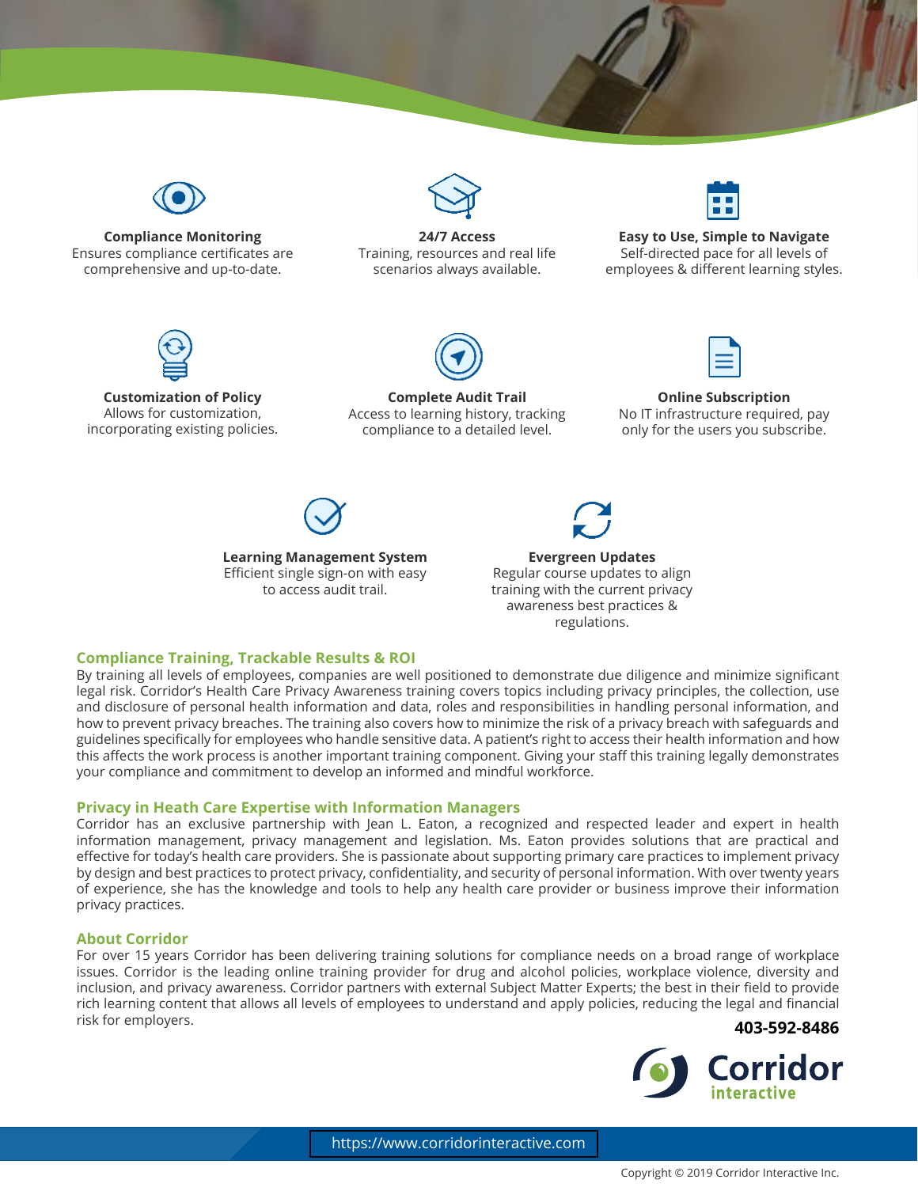**Compliance Monitoring**
Ensures compliance certificates are comprehensive and up-to-date.

**24/7 Access**
Training, resources and real life scenarios always available.

**Easy to Use, Simple to Navigate**
Self-directed pace for all levels of employees & different learning styles.

**Customization of Policy**
Allows for customization, incorporating existing policies.

**Complete Audit Trail**
Access to learning history, tracking compliance to a detailed level.

**Online Subscription**
No IT infrastructure required, pay only for the users you subscribe.

**Learning Management System**
Efficient single sign-on with easy to access audit trail.

**Evergreen Updates**
Regular course updates to align training with the current privacy awareness best practices & regulations.

## Compliance Training, Trackable Results & ROI

By training all levels of employees, companies are well positioned to demonstrate due diligence and minimize significant legal risk. Corridor's Health Care Privacy Awareness training covers topics including privacy principles, the collection, use and disclosure of personal health information and data, roles and responsibilities in handling personal information, and how to prevent privacy breaches. The training also covers how to minimize the risk of a privacy breach with safeguards and guidelines specifically for employees who handle sensitive data. A patient's right to access their health information and how this affects the work process is another important training component. Giving your staff this training legally demonstrates your compliance and commitment to develop an informed and mindful workforce.

## Privacy in Heath Care Expertise with Information Managers

Corridor has an exclusive partnership with Jean L. Eaton, a recognized and respected leader and expert in health information management, privacy management and legislation. Ms. Eaton provides solutions that are practical and effective for today's health care providers. She is passionate about supporting primary care practices to implement privacy by design and best practices to protect privacy, confidentiality, and security of personal information. With over twenty years of experience, she has the knowledge and tools to help any health care provider or business improve their information privacy practices.

## About Corridor

For over 15 years Corridor has been delivering training solutions for compliance needs on a broad range of workplace issues. Corridor is the leading online training provider for drug and alcohol policies, workplace violence, diversity and inclusion, and privacy awareness. Corridor partners with external Subject Matter Experts; the best in their field to provide rich learning content that allows all levels of employees to understand and apply policies, reducing the legal and financial risk for employers.

**403-592-8486**

Corridor interactive

https://www.corridorinteractive.com

Copyright © 2019 Corridor Interactive Inc.